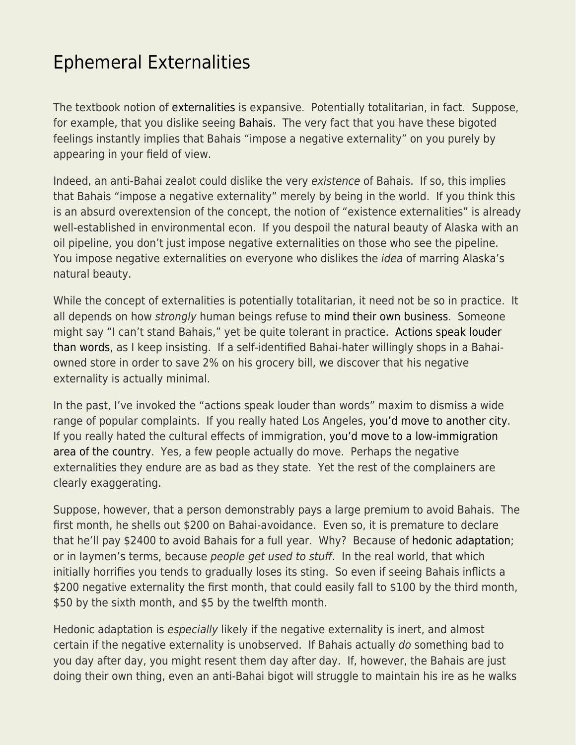# Ephemeral Externalities

The textbook notion of externalities is expansive. Potentially totalitarian, in fact. Suppose, for example, that you dislike seeing Bahais. The very fact that you have these bigoted feelings instantly implies that Bahais "impose a negative externality" on you purely by appearing in your field of view.

Indeed, an anti-Bahai zealot could dislike the very *existence* of Bahais. If so, this implies that Bahais "impose a negative externality" merely by being in the world. If you think this is an absurd overextension of the concept, the notion of "existence externalities" is already well-established in environmental econ. If you despoil the natural beauty of Alaska with an oil pipeline, you don't just impose negative externalities on those who see the pipeline. You impose negative externalities on everyone who dislikes the *idea* of marring Alaska's natural beauty.

While the concept of externalities is potentially totalitarian, it need not be so in practice. It all depends on how *strongly* human beings refuse to mind their own business. Someone might say "I can't stand Bahais," yet be quite tolerant in practice. Actions speak louder than words, as I keep insisting. If a self-identified Bahai-hater willingly shops in a Bahai-owned store in order to save 2% on his grocery bill, we discover that his negative externality is actually minimal.

In the past, I've invoked the "actions speak louder than words" maxim to dismiss a wide range of popular complaints. If you really hated Los Angeles, you'd move to another city. If you really hated the cultural effects of immigration, you'd move to a low-immigration area of the country. Yes, a few people actually do move. Perhaps the negative externalities they endure are as bad as they state. Yet the rest of the complainers are clearly exaggerating.

Suppose, however, that a person demonstrably pays a large premium to avoid Bahais. The first month, he shells out $200 on Bahai-avoidance. Even so, it is premature to declare that he'll pay $2400 to avoid Bahais for a full year. Why? Because of hedonic adaptation; or in laymen's terms, because *people get used to stuff*. In the real world, that which initially horrifies you tends to gradually loses its sting. So even if seeing Bahais inflicts a $200 negative externality the first month, that could easily fall to $100 by the third month, $50 by the sixth month, and $5 by the twelfth month.

Hedonic adaptation is *especially* likely if the negative externality is inert, and almost certain if the negative externality is unobserved. If Bahais actually *do* something bad to you day after day, you might resent them day after day. If, however, the Bahais are just doing their own thing, even an anti-Bahai bigot will struggle to maintain his ire as he walks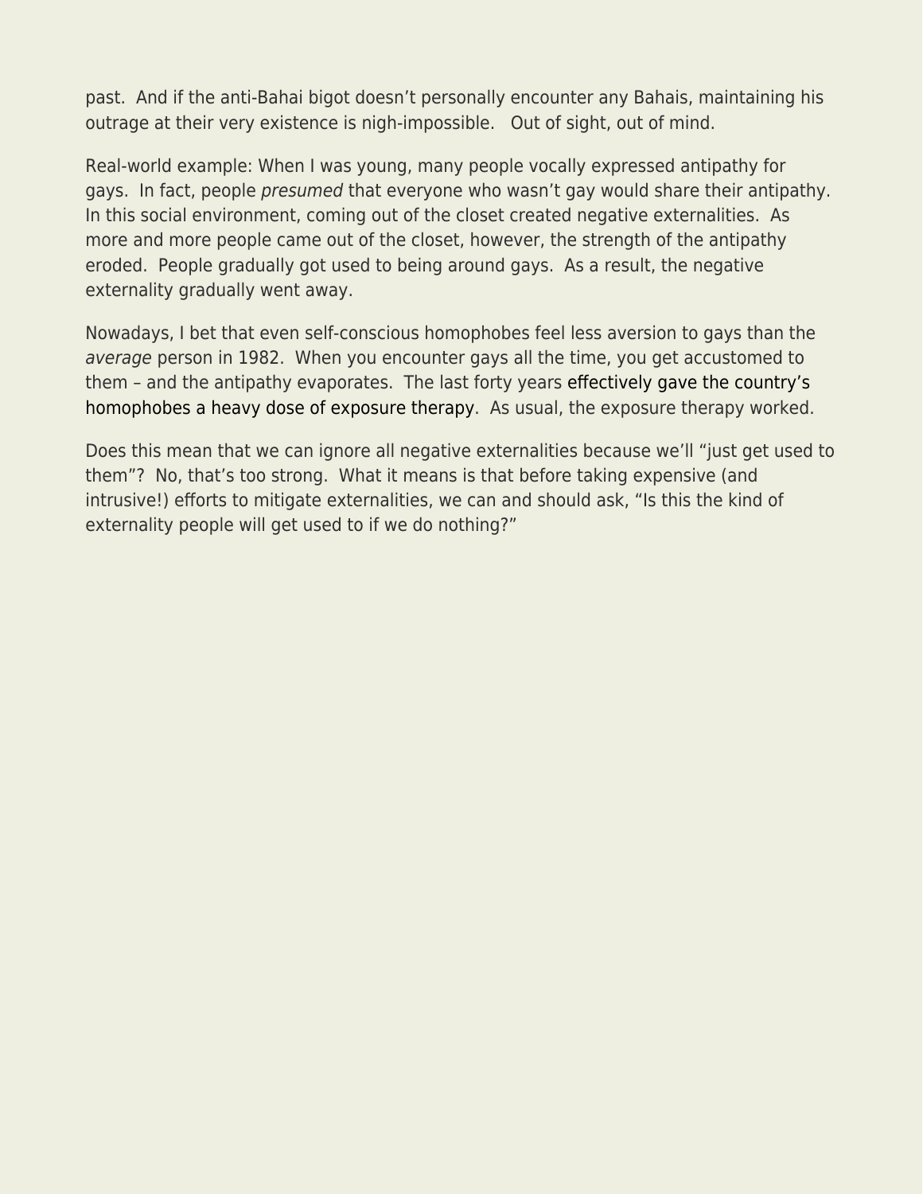past.  And if the anti-Bahai bigot doesn't personally encounter any Bahais, maintaining his outrage at their very existence is nigh-impossible.   Out of sight, out of mind.

Real-world example: When I was young, many people vocally expressed antipathy for gays.  In fact, people *presumed* that everyone who wasn't gay would share their antipathy. In this social environment, coming out of the closet created negative externalities.  As more and more people came out of the closet, however, the strength of the antipathy eroded.  People gradually got used to being around gays.  As a result, the negative externality gradually went away.

Nowadays, I bet that even self-conscious homophobes feel less aversion to gays than the *average* person in 1982.  When you encounter gays all the time, you get accustomed to them – and the antipathy evaporates.  The last forty years effectively gave the country's homophobes a heavy dose of exposure therapy.  As usual, the exposure therapy worked.

Does this mean that we can ignore all negative externalities because we'll "just get used to them"?  No, that's too strong.  What it means is that before taking expensive (and intrusive!) efforts to mitigate externalities, we can and should ask, "Is this the kind of externality people will get used to if we do nothing?"